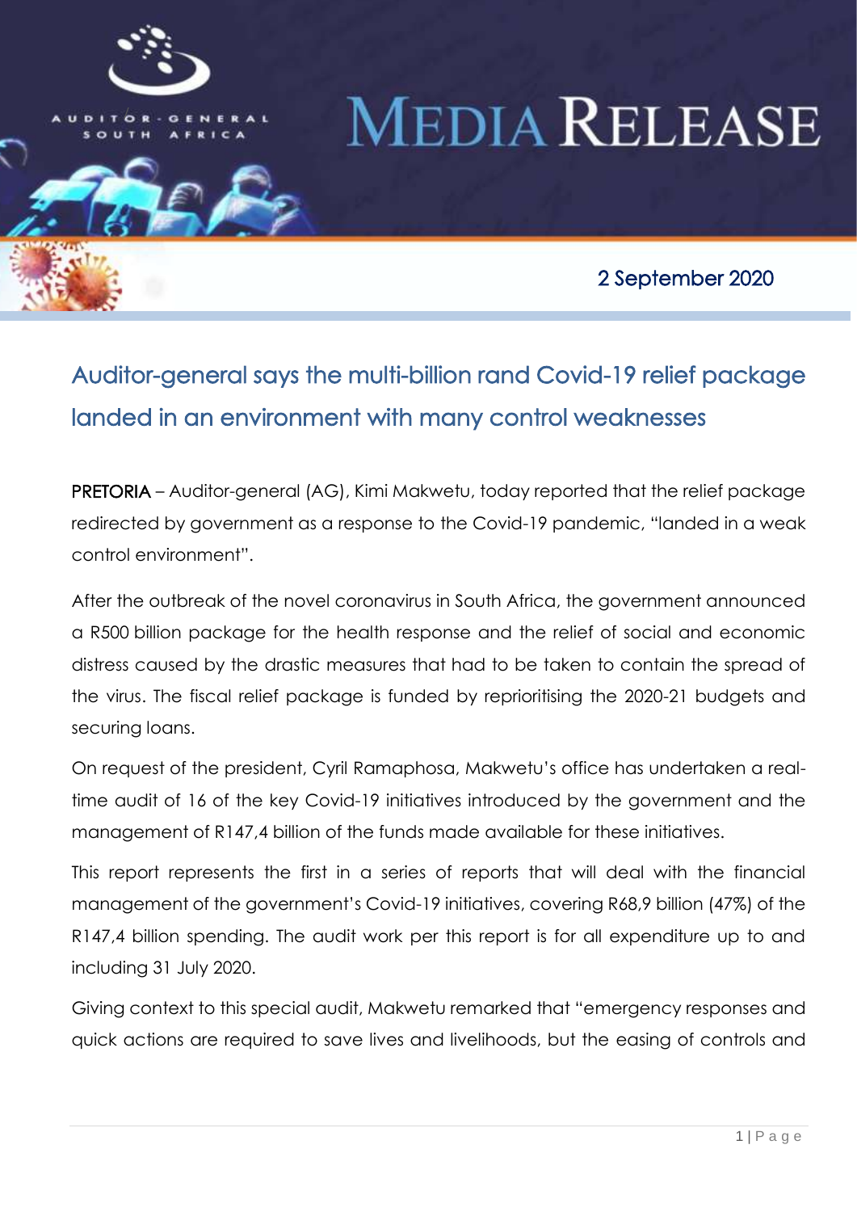AUDITOR-GENERAL SOUTH AFRICA

# MEDIA RELEASE

2 September 2020

## Auditor-general says the multi-billion rand Covid-19 relief package landed in an environment with many control weaknesses

PRETORIA – Auditor-general (AG), Kimi Makwetu, today reported that the relief package redirected by government as a response to the Covid-19 pandemic, "landed in a weak control environment".

After the outbreak of the novel coronavirus in South Africa, the government announced a R500 billion package for the health response and the relief of social and economic distress caused by the drastic measures that had to be taken to contain the spread of the virus. The fiscal relief package is funded by reprioritising the 2020-21 budgets and securing loans.

On request of the president, Cyril Ramaphosa, Makwetu's office has undertaken a real-time audit of 16 of the key Covid-19 initiatives introduced by the government and the management of R147,4 billion of the funds made available for these initiatives.

This report represents the first in a series of reports that will deal with the financial management of the government's Covid-19 initiatives, covering R68,9 billion (47%) of the R147,4 billion spending. The audit work per this report is for all expenditure up to and including 31 July 2020.

Giving context to this special audit, Makwetu remarked that "emergency responses and quick actions are required to save lives and livelihoods, but the easing of controls and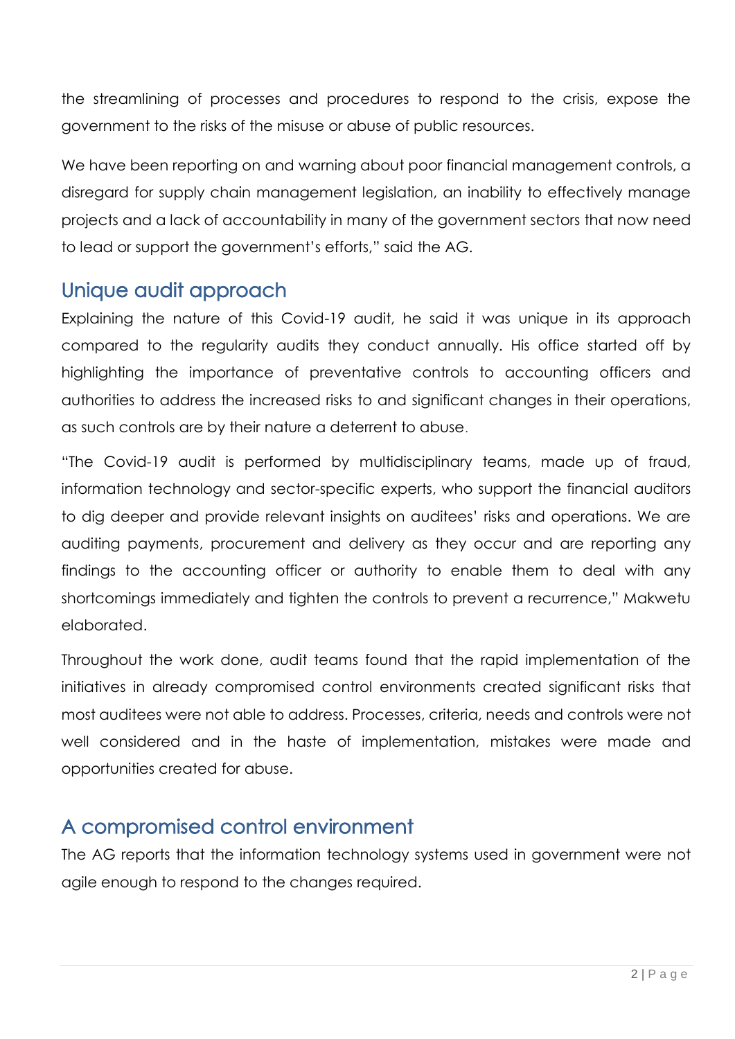the streamlining of processes and procedures to respond to the crisis, expose the government to the risks of the misuse or abuse of public resources.

We have been reporting on and warning about poor financial management controls, a disregard for supply chain management legislation, an inability to effectively manage projects and a lack of accountability in many of the government sectors that now need to lead or support the government's efforts," said the AG.

## Unique audit approach

Explaining the nature of this Covid-19 audit, he said it was unique in its approach compared to the regularity audits they conduct annually. His office started off by highlighting the importance of preventative controls to accounting officers and authorities to address the increased risks to and significant changes in their operations, as such controls are by their nature a deterrent to abuse.

"The Covid-19 audit is performed by multidisciplinary teams, made up of fraud, information technology and sector-specific experts, who support the financial auditors to dig deeper and provide relevant insights on auditees' risks and operations. We are auditing payments, procurement and delivery as they occur and are reporting any findings to the accounting officer or authority to enable them to deal with any shortcomings immediately and tighten the controls to prevent a recurrence," Makwetu elaborated.

Throughout the work done, audit teams found that the rapid implementation of the initiatives in already compromised control environments created significant risks that most auditees were not able to address. Processes, criteria, needs and controls were not well considered and in the haste of implementation, mistakes were made and opportunities created for abuse.

## A compromised control environment

The AG reports that the information technology systems used in government were not agile enough to respond to the changes required.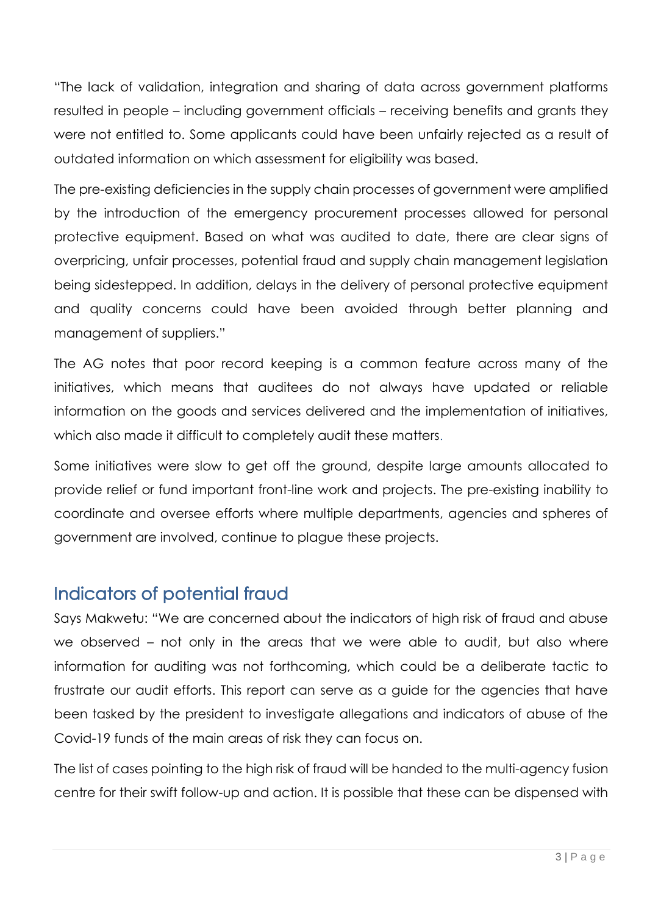"The lack of validation, integration and sharing of data across government platforms resulted in people – including government officials – receiving benefits and grants they were not entitled to. Some applicants could have been unfairly rejected as a result of outdated information on which assessment for eligibility was based.

The pre-existing deficiencies in the supply chain processes of government were amplified by the introduction of the emergency procurement processes allowed for personal protective equipment. Based on what was audited to date, there are clear signs of overpricing, unfair processes, potential fraud and supply chain management legislation being sidestepped. In addition, delays in the delivery of personal protective equipment and quality concerns could have been avoided through better planning and management of suppliers."

The AG notes that poor record keeping is a common feature across many of the initiatives, which means that auditees do not always have updated or reliable information on the goods and services delivered and the implementation of initiatives, which also made it difficult to completely audit these matters.

Some initiatives were slow to get off the ground, despite large amounts allocated to provide relief or fund important front-line work and projects. The pre-existing inability to coordinate and oversee efforts where multiple departments, agencies and spheres of government are involved, continue to plague these projects.

## Indicators of potential fraud

Says Makwetu: "We are concerned about the indicators of high risk of fraud and abuse we observed – not only in the areas that we were able to audit, but also where information for auditing was not forthcoming, which could be a deliberate tactic to frustrate our audit efforts. This report can serve as a guide for the agencies that have been tasked by the president to investigate allegations and indicators of abuse of the Covid-19 funds of the main areas of risk they can focus on.

The list of cases pointing to the high risk of fraud will be handed to the multi-agency fusion centre for their swift follow-up and action. It is possible that these can be dispensed with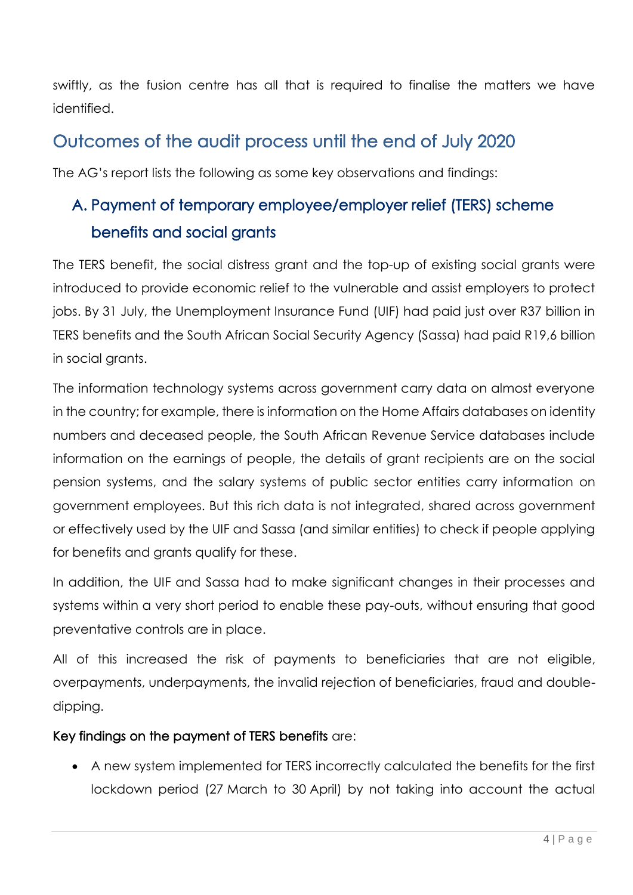swiftly, as the fusion centre has all that is required to finalise the matters we have identified.

## Outcomes of the audit process until the end of July 2020

The AG's report lists the following as some key observations and findings:

### A. Payment of temporary employee/employer relief (TERS) scheme benefits and social grants

The TERS benefit, the social distress grant and the top-up of existing social grants were introduced to provide economic relief to the vulnerable and assist employers to protect jobs. By 31 July, the Unemployment Insurance Fund (UIF) had paid just over R37 billion in TERS benefits and the South African Social Security Agency (Sassa) had paid R19,6 billion in social grants.

The information technology systems across government carry data on almost everyone in the country; for example, there is information on the Home Affairs databases on identity numbers and deceased people, the South African Revenue Service databases include information on the earnings of people, the details of grant recipients are on the social pension systems, and the salary systems of public sector entities carry information on government employees. But this rich data is not integrated, shared across government or effectively used by the UIF and Sassa (and similar entities) to check if people applying for benefits and grants qualify for these.

In addition, the UIF and Sassa had to make significant changes in their processes and systems within a very short period to enable these pay-outs, without ensuring that good preventative controls are in place.

All of this increased the risk of payments to beneficiaries that are not eligible, overpayments, underpayments, the invalid rejection of beneficiaries, fraud and double-dipping.

**Key findings on the payment of TERS benefits** are:

- A new system implemented for TERS incorrectly calculated the benefits for the first lockdown period (27 March to 30 April) by not taking into account the actual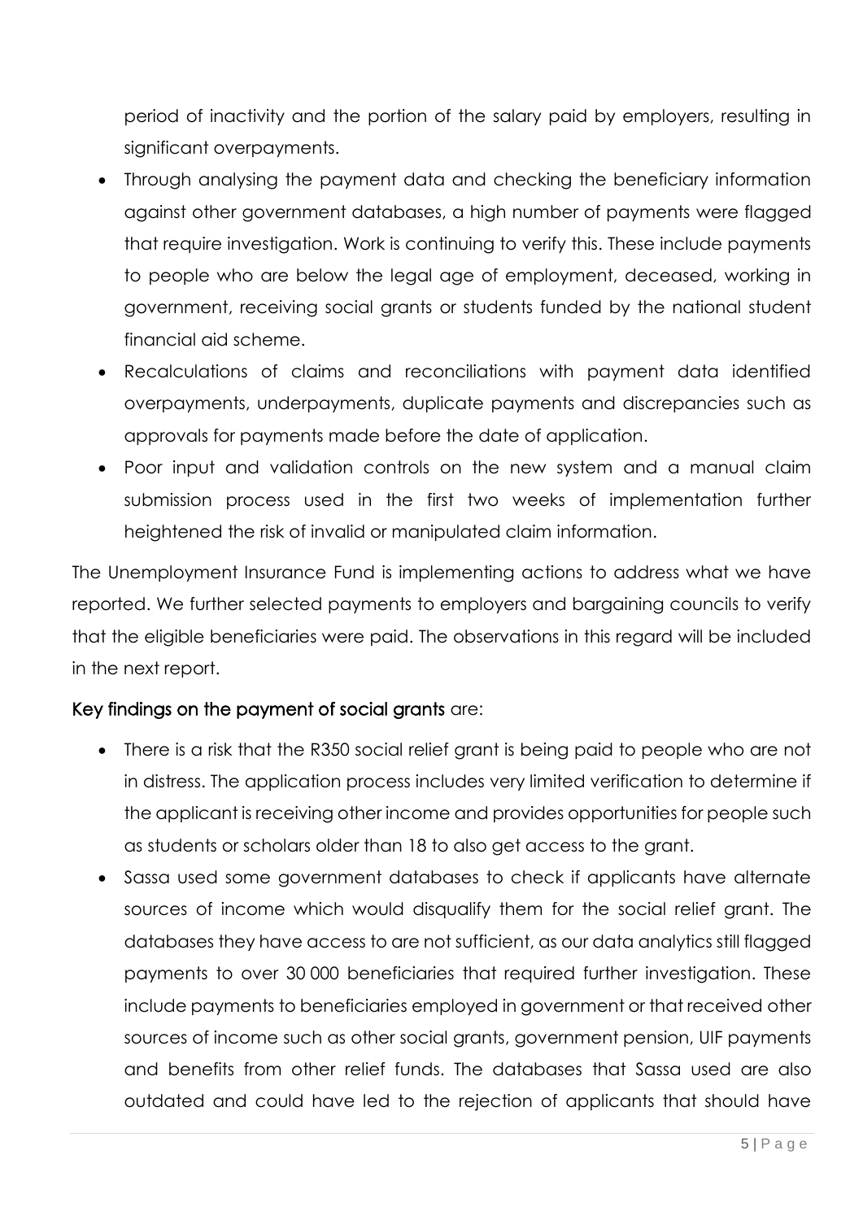period of inactivity and the portion of the salary paid by employers, resulting in significant overpayments.

- Through analysing the payment data and checking the beneficiary information against other government databases, a high number of payments were flagged that require investigation. Work is continuing to verify this. These include payments to people who are below the legal age of employment, deceased, working in government, receiving social grants or students funded by the national student financial aid scheme.
- Recalculations of claims and reconciliations with payment data identified overpayments, underpayments, duplicate payments and discrepancies such as approvals for payments made before the date of application.
- Poor input and validation controls on the new system and a manual claim submission process used in the first two weeks of implementation further heightened the risk of invalid or manipulated claim information.

The Unemployment Insurance Fund is implementing actions to address what we have reported. We further selected payments to employers and bargaining councils to verify that the eligible beneficiaries were paid. The observations in this regard will be included in the next report.

**Key findings on the payment of social grants** are:

- There is a risk that the R350 social relief grant is being paid to people who are not in distress. The application process includes very limited verification to determine if the applicant is receiving other income and provides opportunities for people such as students or scholars older than 18 to also get access to the grant.
- Sassa used some government databases to check if applicants have alternate sources of income which would disqualify them for the social relief grant. The databases they have access to are not sufficient, as our data analytics still flagged payments to over 30 000 beneficiaries that required further investigation. These include payments to beneficiaries employed in government or that received other sources of income such as other social grants, government pension, UIF payments and benefits from other relief funds. The databases that Sassa used are also outdated and could have led to the rejection of applicants that should have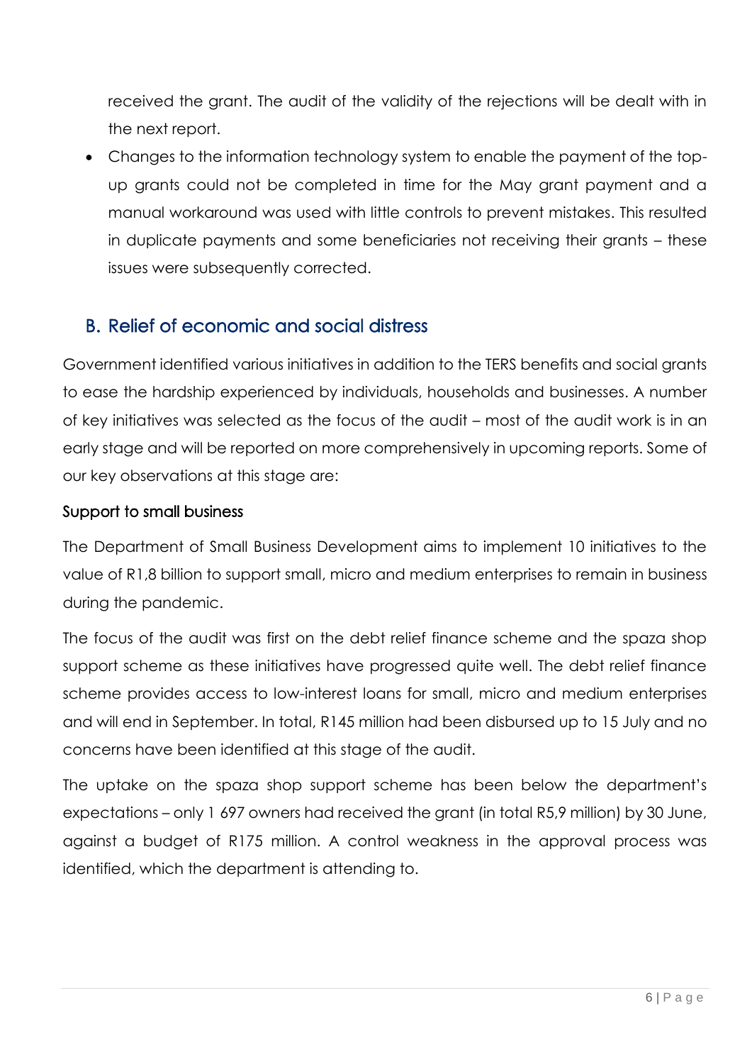received the grant. The audit of the validity of the rejections will be dealt with in the next report.

- Changes to the information technology system to enable the payment of the top-up grants could not be completed in time for the May grant payment and a manual workaround was used with little controls to prevent mistakes. This resulted in duplicate payments and some beneficiaries not receiving their grants – these issues were subsequently corrected.

## B. Relief of economic and social distress

Government identified various initiatives in addition to the TERS benefits and social grants to ease the hardship experienced by individuals, households and businesses. A number of key initiatives was selected as the focus of the audit – most of the audit work is in an early stage and will be reported on more comprehensively in upcoming reports. Some of our key observations at this stage are:

### Support to small business

The Department of Small Business Development aims to implement 10 initiatives to the value of R1,8 billion to support small, micro and medium enterprises to remain in business during the pandemic.

The focus of the audit was first on the debt relief finance scheme and the spaza shop support scheme as these initiatives have progressed quite well. The debt relief finance scheme provides access to low-interest loans for small, micro and medium enterprises and will end in September. In total, R145 million had been disbursed up to 15 July and no concerns have been identified at this stage of the audit.

The uptake on the spaza shop support scheme has been below the department's expectations – only 1 697 owners had received the grant (in total R5,9 million) by 30 June, against a budget of R175 million. A control weakness in the approval process was identified, which the department is attending to.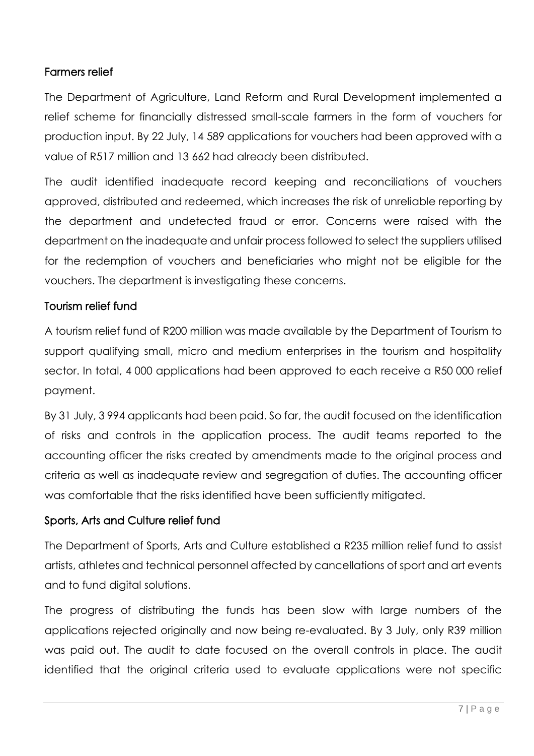### Farmers relief

The Department of Agriculture, Land Reform and Rural Development implemented a relief scheme for financially distressed small-scale farmers in the form of vouchers for production input. By 22 July, 14 589 applications for vouchers had been approved with a value of R517 million and 13 662 had already been distributed.

The audit identified inadequate record keeping and reconciliations of vouchers approved, distributed and redeemed, which increases the risk of unreliable reporting by the department and undetected fraud or error. Concerns were raised with the department on the inadequate and unfair process followed to select the suppliers utilised for the redemption of vouchers and beneficiaries who might not be eligible for the vouchers. The department is investigating these concerns.

### Tourism relief fund

A tourism relief fund of R200 million was made available by the Department of Tourism to support qualifying small, micro and medium enterprises in the tourism and hospitality sector. In total, 4 000 applications had been approved to each receive a R50 000 relief payment.

By 31 July, 3 994 applicants had been paid. So far, the audit focused on the identification of risks and controls in the application process. The audit teams reported to the accounting officer the risks created by amendments made to the original process and criteria as well as inadequate review and segregation of duties. The accounting officer was comfortable that the risks identified have been sufficiently mitigated.

### Sports, Arts and Culture relief fund

The Department of Sports, Arts and Culture established a R235 million relief fund to assist artists, athletes and technical personnel affected by cancellations of sport and art events and to fund digital solutions.

The progress of distributing the funds has been slow with large numbers of the applications rejected originally and now being re-evaluated. By 3 July, only R39 million was paid out. The audit to date focused on the overall controls in place. The audit identified that the original criteria used to evaluate applications were not specific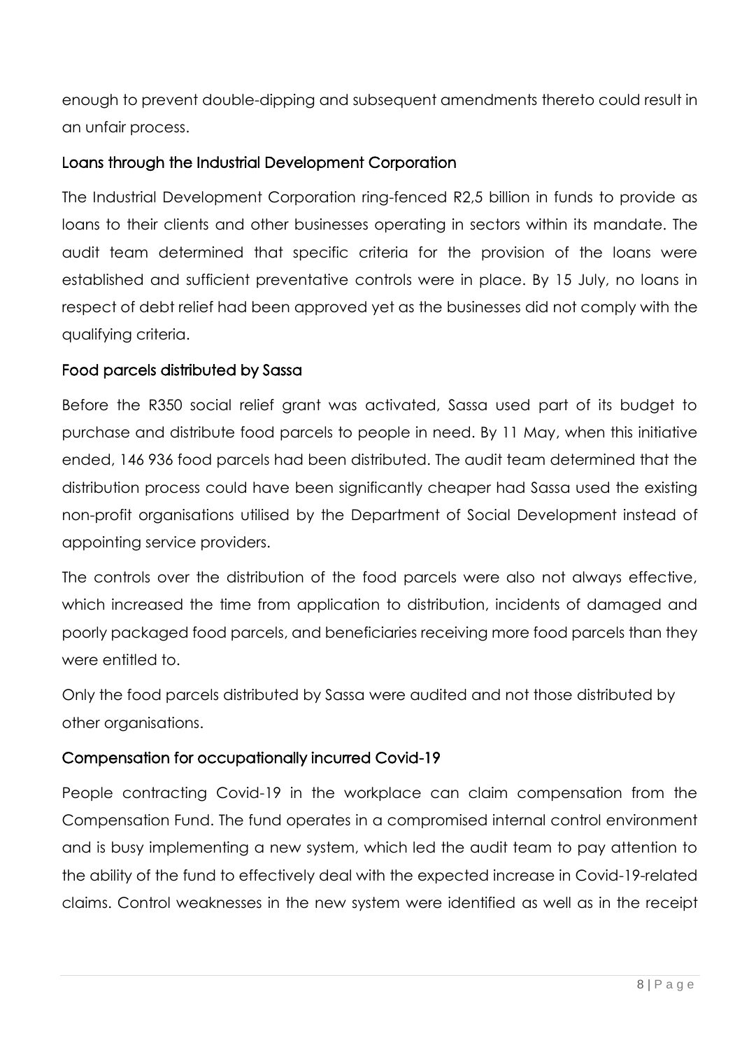enough to prevent double-dipping and subsequent amendments thereto could result in an unfair process.

### Loans through the Industrial Development Corporation

The Industrial Development Corporation ring-fenced R2,5 billion in funds to provide as loans to their clients and other businesses operating in sectors within its mandate. The audit team determined that specific criteria for the provision of the loans were established and sufficient preventative controls were in place. By 15 July, no loans in respect of debt relief had been approved yet as the businesses did not comply with the qualifying criteria.

### Food parcels distributed by Sassa

Before the R350 social relief grant was activated, Sassa used part of its budget to purchase and distribute food parcels to people in need. By 11 May, when this initiative ended, 146 936 food parcels had been distributed. The audit team determined that the distribution process could have been significantly cheaper had Sassa used the existing non-profit organisations utilised by the Department of Social Development instead of appointing service providers.

The controls over the distribution of the food parcels were also not always effective, which increased the time from application to distribution, incidents of damaged and poorly packaged food parcels, and beneficiaries receiving more food parcels than they were entitled to.

Only the food parcels distributed by Sassa were audited and not those distributed by other organisations.

### Compensation for occupationally incurred Covid-19

People contracting Covid-19 in the workplace can claim compensation from the Compensation Fund. The fund operates in a compromised internal control environment and is busy implementing a new system, which led the audit team to pay attention to the ability of the fund to effectively deal with the expected increase in Covid-19-related claims. Control weaknesses in the new system were identified as well as in the receipt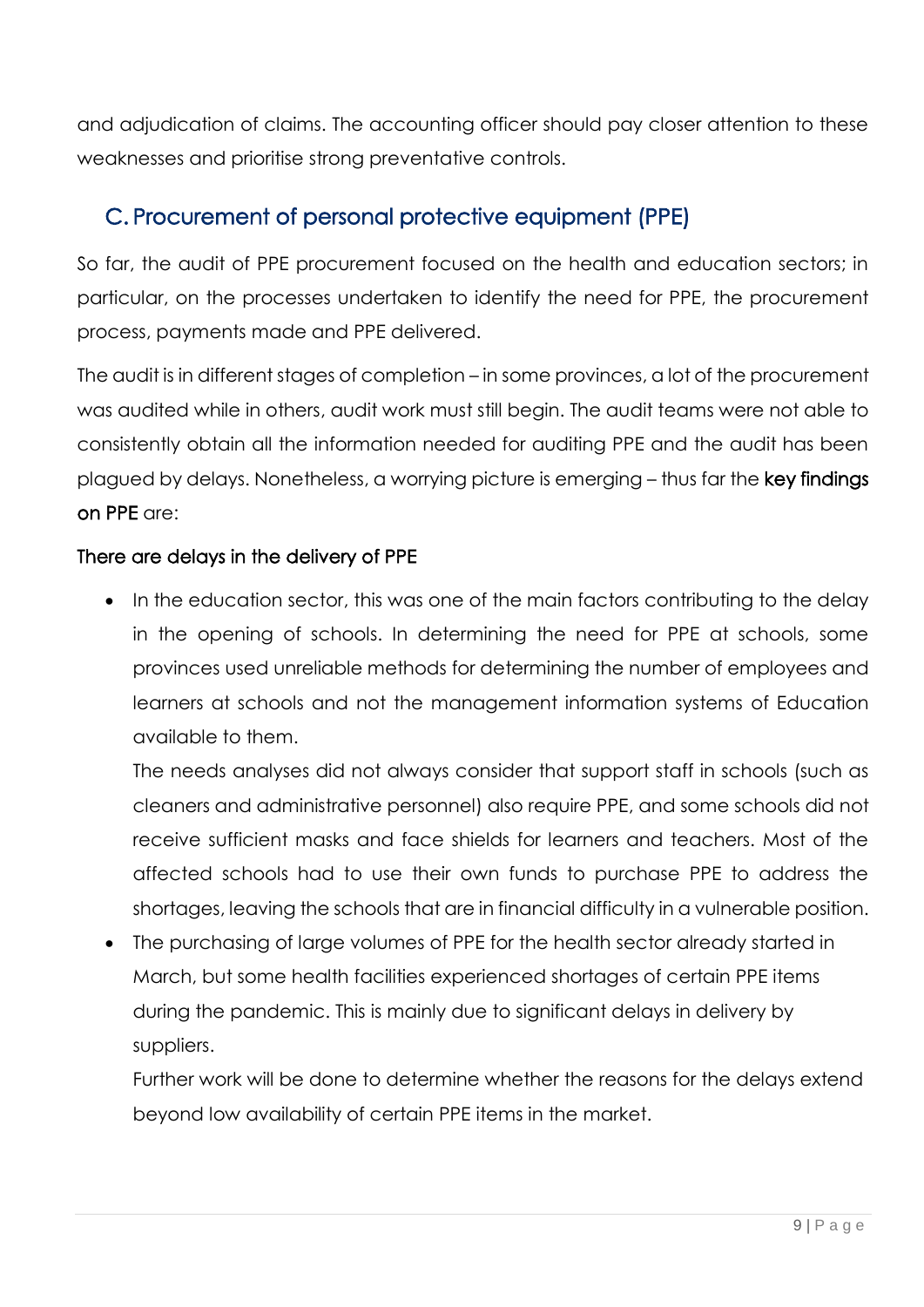and adjudication of claims. The accounting officer should pay closer attention to these weaknesses and prioritise strong preventative controls.

## C. Procurement of personal protective equipment (PPE)

So far, the audit of PPE procurement focused on the health and education sectors; in particular, on the processes undertaken to identify the need for PPE, the procurement process, payments made and PPE delivered.

The audit is in different stages of completion – in some provinces, a lot of the procurement was audited while in others, audit work must still begin. The audit teams were not able to consistently obtain all the information needed for auditing PPE and the audit has been plagued by delays. Nonetheless, a worrying picture is emerging – thus far the **key findings on PPE** are:

**There are delays in the delivery of PPE**

- In the education sector, this was one of the main factors contributing to the delay in the opening of schools. In determining the need for PPE at schools, some provinces used unreliable methods for determining the number of employees and learners at schools and not the management information systems of Education available to them.

  The needs analyses did not always consider that support staff in schools (such as cleaners and administrative personnel) also require PPE, and some schools did not receive sufficient masks and face shields for learners and teachers. Most of the affected schools had to use their own funds to purchase PPE to address the shortages, leaving the schools that are in financial difficulty in a vulnerable position.
- The purchasing of large volumes of PPE for the health sector already started in March, but some health facilities experienced shortages of certain PPE items during the pandemic. This is mainly due to significant delays in delivery by suppliers.

  Further work will be done to determine whether the reasons for the delays extend beyond low availability of certain PPE items in the market.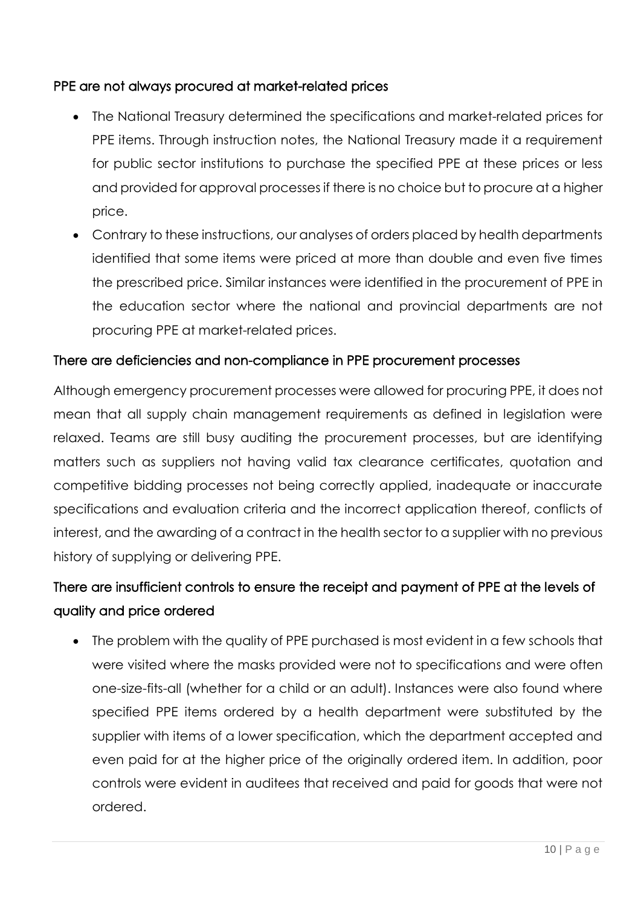### PPE are not always procured at market-related prices

- The National Treasury determined the specifications and market-related prices for PPE items. Through instruction notes, the National Treasury made it a requirement for public sector institutions to purchase the specified PPE at these prices or less and provided for approval processes if there is no choice but to procure at a higher price.
- Contrary to these instructions, our analyses of orders placed by health departments identified that some items were priced at more than double and even five times the prescribed price. Similar instances were identified in the procurement of PPE in the education sector where the national and provincial departments are not procuring PPE at market-related prices.

### There are deficiencies and non-compliance in PPE procurement processes

Although emergency procurement processes were allowed for procuring PPE, it does not mean that all supply chain management requirements as defined in legislation were relaxed. Teams are still busy auditing the procurement processes, but are identifying matters such as suppliers not having valid tax clearance certificates, quotation and competitive bidding processes not being correctly applied, inadequate or inaccurate specifications and evaluation criteria and the incorrect application thereof, conflicts of interest, and the awarding of a contract in the health sector to a supplier with no previous history of supplying or delivering PPE.

### There are insufficient controls to ensure the receipt and payment of PPE at the levels of quality and price ordered

- The problem with the quality of PPE purchased is most evident in a few schools that were visited where the masks provided were not to specifications and were often one-size-fits-all (whether for a child or an adult). Instances were also found where specified PPE items ordered by a health department were substituted by the supplier with items of a lower specification, which the department accepted and even paid for at the higher price of the originally ordered item. In addition, poor controls were evident in auditees that received and paid for goods that were not ordered.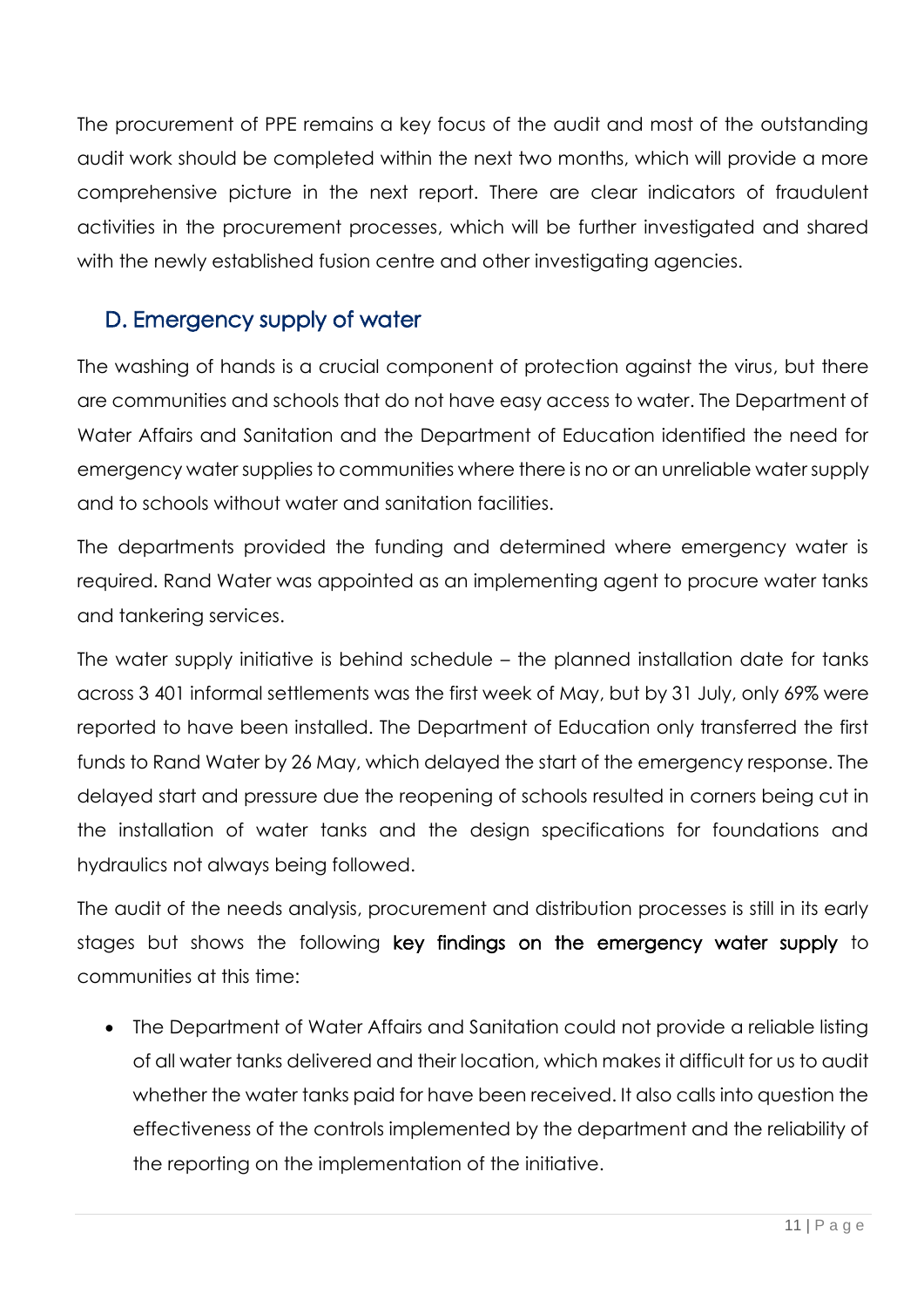The procurement of PPE remains a key focus of the audit and most of the outstanding audit work should be completed within the next two months, which will provide a more comprehensive picture in the next report. There are clear indicators of fraudulent activities in the procurement processes, which will be further investigated and shared with the newly established fusion centre and other investigating agencies.

## D. Emergency supply of water

The washing of hands is a crucial component of protection against the virus, but there are communities and schools that do not have easy access to water. The Department of Water Affairs and Sanitation and the Department of Education identified the need for emergency water supplies to communities where there is no or an unreliable water supply and to schools without water and sanitation facilities.

The departments provided the funding and determined where emergency water is required. Rand Water was appointed as an implementing agent to procure water tanks and tankering services.

The water supply initiative is behind schedule – the planned installation date for tanks across 3 401 informal settlements was the first week of May, but by 31 July, only 69% were reported to have been installed. The Department of Education only transferred the first funds to Rand Water by 26 May, which delayed the start of the emergency response. The delayed start and pressure due the reopening of schools resulted in corners being cut in the installation of water tanks and the design specifications for foundations and hydraulics not always being followed.

The audit of the needs analysis, procurement and distribution processes is still in its early stages but shows the following **key findings on the emergency water supply** to communities at this time:

- The Department of Water Affairs and Sanitation could not provide a reliable listing of all water tanks delivered and their location, which makes it difficult for us to audit whether the water tanks paid for have been received. It also calls into question the effectiveness of the controls implemented by the department and the reliability of the reporting on the implementation of the initiative.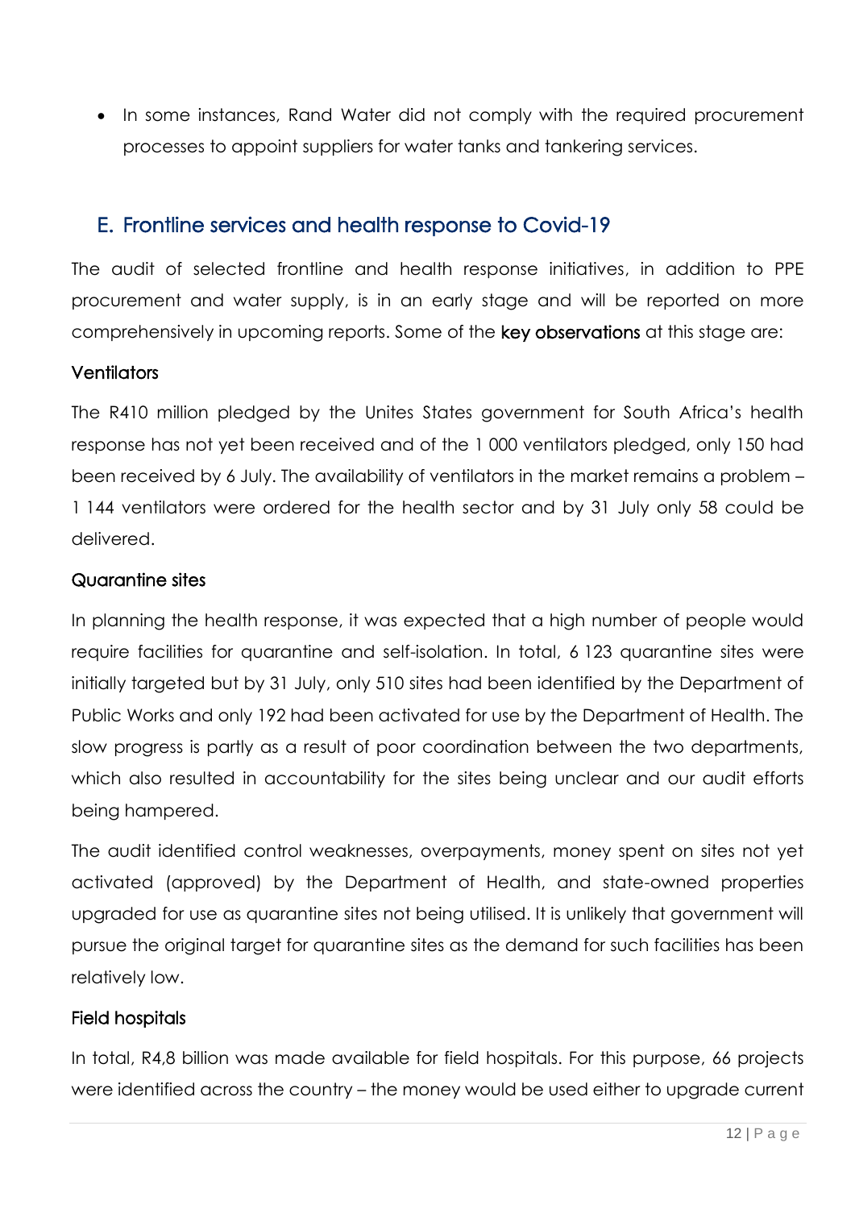- In some instances, Rand Water did not comply with the required procurement processes to appoint suppliers for water tanks and tankering services.

## E. Frontline services and health response to Covid-19

The audit of selected frontline and health response initiatives, in addition to PPE procurement and water supply, is in an early stage and will be reported on more comprehensively in upcoming reports. Some of the **key observations** at this stage are:

### Ventilators

The R410 million pledged by the Unites States government for South Africa's health response has not yet been received and of the 1 000 ventilators pledged, only 150 had been received by 6 July. The availability of ventilators in the market remains a problem – 1 144 ventilators were ordered for the health sector and by 31 July only 58 could be delivered.

### Quarantine sites

In planning the health response, it was expected that a high number of people would require facilities for quarantine and self-isolation. In total, 6 123 quarantine sites were initially targeted but by 31 July, only 510 sites had been identified by the Department of Public Works and only 192 had been activated for use by the Department of Health. The slow progress is partly as a result of poor coordination between the two departments, which also resulted in accountability for the sites being unclear and our audit efforts being hampered.

The audit identified control weaknesses, overpayments, money spent on sites not yet activated (approved) by the Department of Health, and state-owned properties upgraded for use as quarantine sites not being utilised. It is unlikely that government will pursue the original target for quarantine sites as the demand for such facilities has been relatively low.

### Field hospitals

In total, R4,8 billion was made available for field hospitals. For this purpose, 66 projects were identified across the country – the money would be used either to upgrade current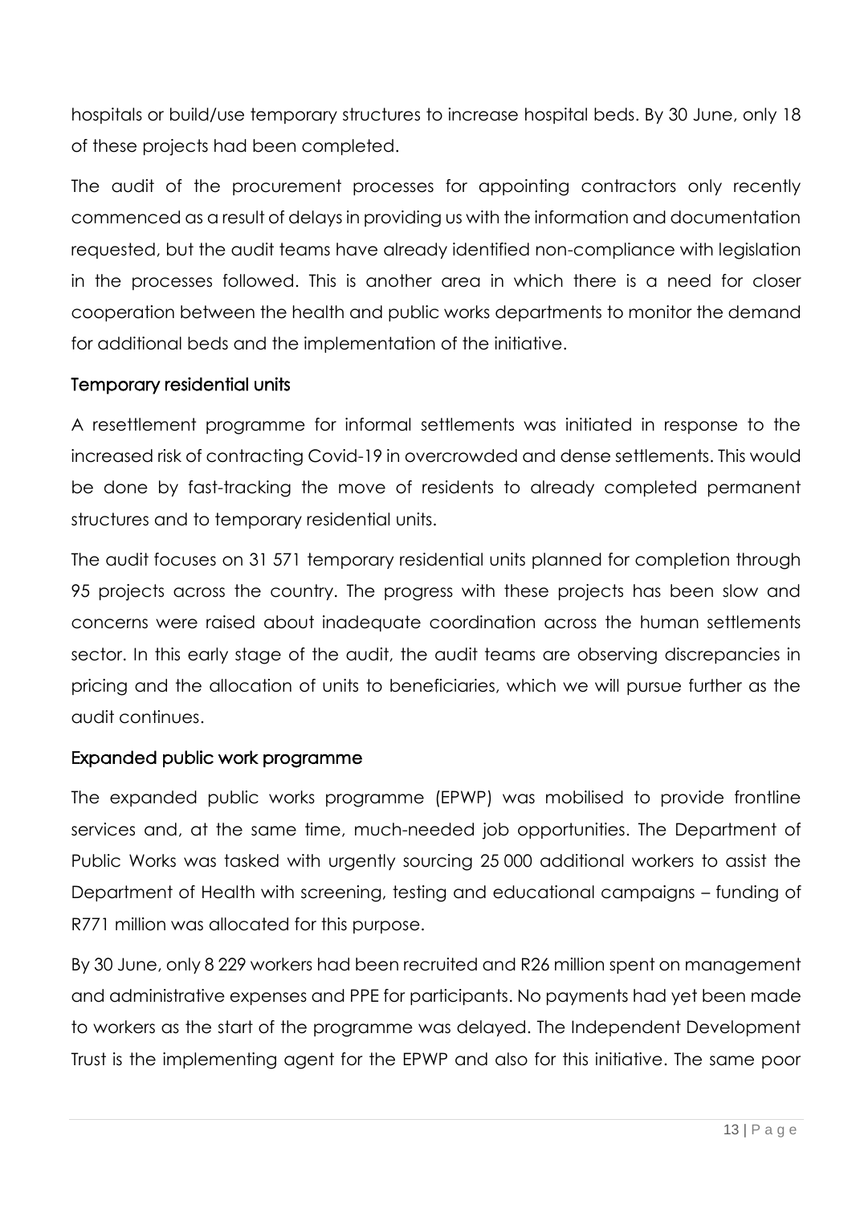hospitals or build/use temporary structures to increase hospital beds. By 30 June, only 18 of these projects had been completed.

The audit of the procurement processes for appointing contractors only recently commenced as a result of delays in providing us with the information and documentation requested, but the audit teams have already identified non-compliance with legislation in the processes followed. This is another area in which there is a need for closer cooperation between the health and public works departments to monitor the demand for additional beds and the implementation of the initiative.

### Temporary residential units

A resettlement programme for informal settlements was initiated in response to the increased risk of contracting Covid-19 in overcrowded and dense settlements. This would be done by fast-tracking the move of residents to already completed permanent structures and to temporary residential units.

The audit focuses on 31 571 temporary residential units planned for completion through 95 projects across the country. The progress with these projects has been slow and concerns were raised about inadequate coordination across the human settlements sector. In this early stage of the audit, the audit teams are observing discrepancies in pricing and the allocation of units to beneficiaries, which we will pursue further as the audit continues.

### Expanded public work programme

The expanded public works programme (EPWP) was mobilised to provide frontline services and, at the same time, much-needed job opportunities. The Department of Public Works was tasked with urgently sourcing 25 000 additional workers to assist the Department of Health with screening, testing and educational campaigns – funding of R771 million was allocated for this purpose.

By 30 June, only 8 229 workers had been recruited and R26 million spent on management and administrative expenses and PPE for participants. No payments had yet been made to workers as the start of the programme was delayed. The Independent Development Trust is the implementing agent for the EPWP and also for this initiative. The same poor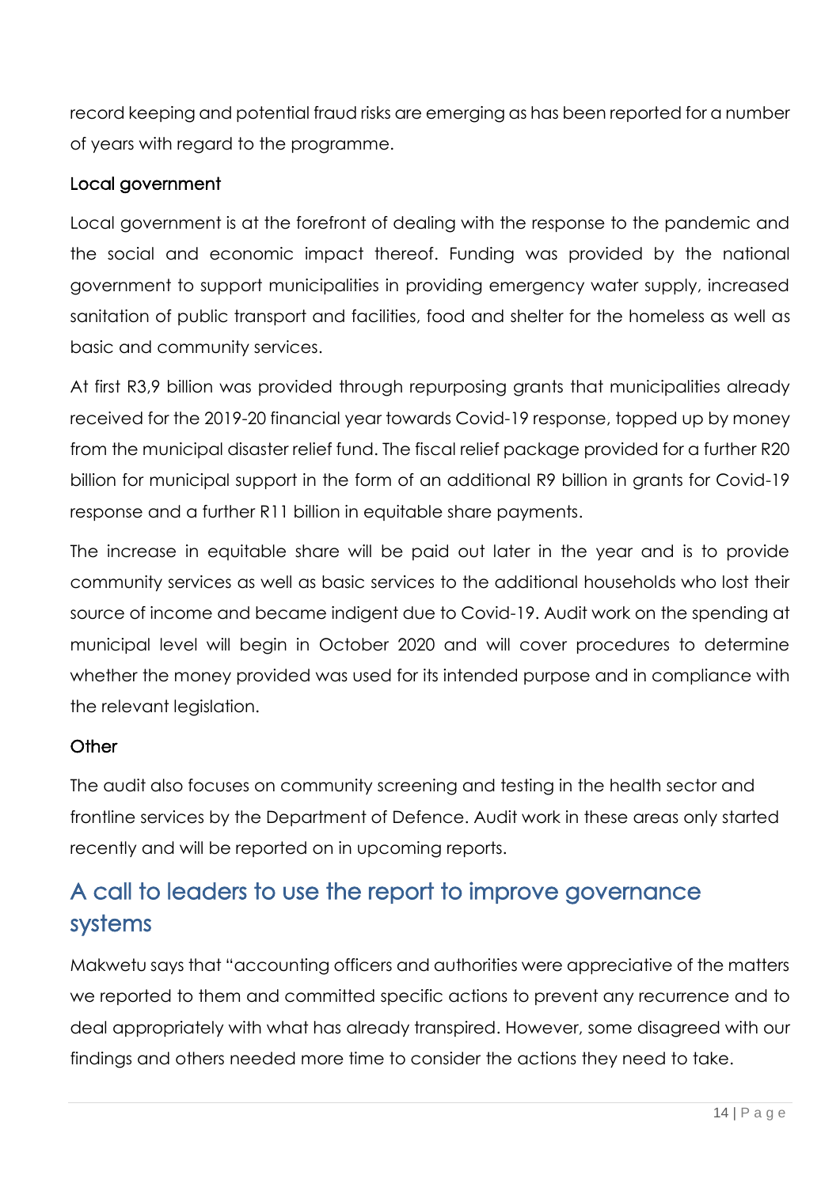record keeping and potential fraud risks are emerging as has been reported for a number of years with regard to the programme.

### Local government

Local government is at the forefront of dealing with the response to the pandemic and the social and economic impact thereof. Funding was provided by the national government to support municipalities in providing emergency water supply, increased sanitation of public transport and facilities, food and shelter for the homeless as well as basic and community services.

At first R3,9 billion was provided through repurposing grants that municipalities already received for the 2019-20 financial year towards Covid-19 response, topped up by money from the municipal disaster relief fund. The fiscal relief package provided for a further R20 billion for municipal support in the form of an additional R9 billion in grants for Covid-19 response and a further R11 billion in equitable share payments.

The increase in equitable share will be paid out later in the year and is to provide community services as well as basic services to the additional households who lost their source of income and became indigent due to Covid-19. Audit work on the spending at municipal level will begin in October 2020 and will cover procedures to determine whether the money provided was used for its intended purpose and in compliance with the relevant legislation.

### Other

The audit also focuses on community screening and testing in the health sector and frontline services by the Department of Defence. Audit work in these areas only started recently and will be reported on in upcoming reports.

## A call to leaders to use the report to improve governance systems

Makwetu says that "accounting officers and authorities were appreciative of the matters we reported to them and committed specific actions to prevent any recurrence and to deal appropriately with what has already transpired. However, some disagreed with our findings and others needed more time to consider the actions they need to take.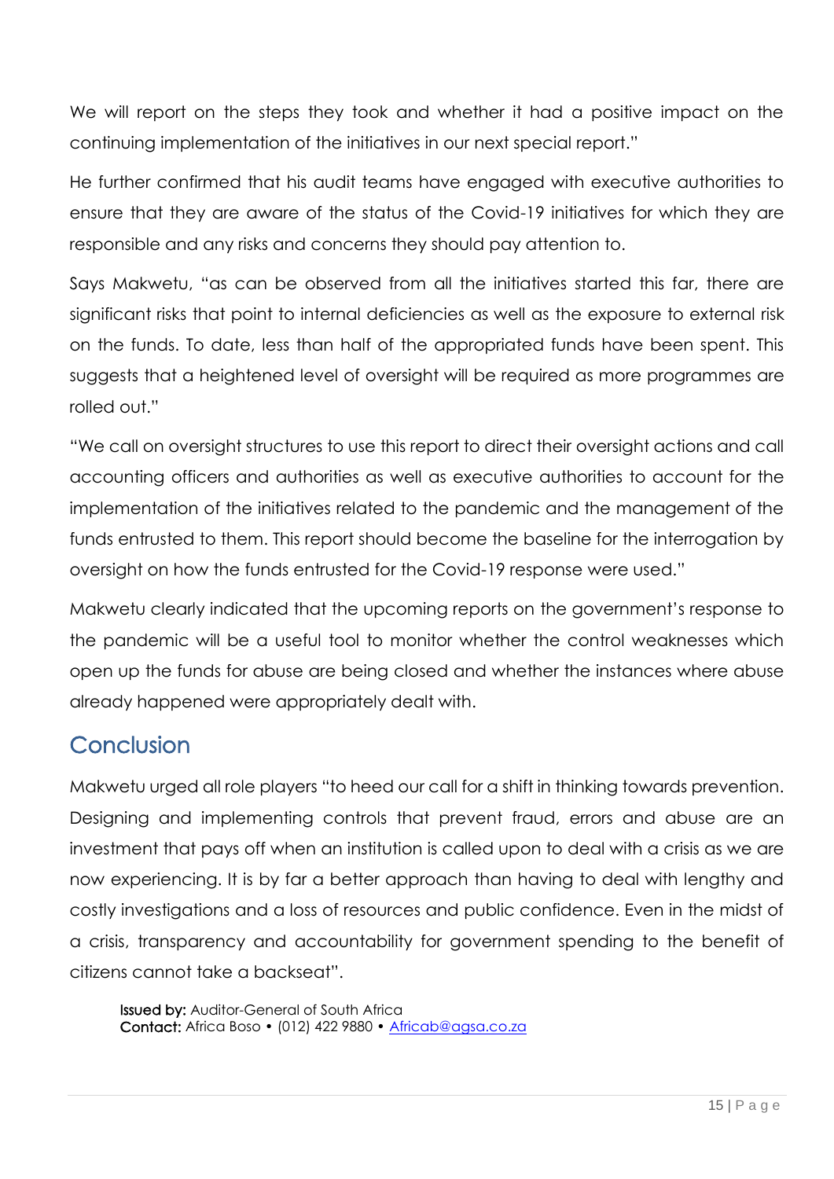We will report on the steps they took and whether it had a positive impact on the continuing implementation of the initiatives in our next special report."

He further confirmed that his audit teams have engaged with executive authorities to ensure that they are aware of the status of the Covid-19 initiatives for which they are responsible and any risks and concerns they should pay attention to.

Says Makwetu, "as can be observed from all the initiatives started this far, there are significant risks that point to internal deficiencies as well as the exposure to external risk on the funds. To date, less than half of the appropriated funds have been spent. This suggests that a heightened level of oversight will be required as more programmes are rolled out."

"We call on oversight structures to use this report to direct their oversight actions and call accounting officers and authorities as well as executive authorities to account for the implementation of the initiatives related to the pandemic and the management of the funds entrusted to them. This report should become the baseline for the interrogation by oversight on how the funds entrusted for the Covid-19 response were used."

Makwetu clearly indicated that the upcoming reports on the government's response to the pandemic will be a useful tool to monitor whether the control weaknesses which open up the funds for abuse are being closed and whether the instances where abuse already happened were appropriately dealt with.

## Conclusion

Makwetu urged all role players "to heed our call for a shift in thinking towards prevention. Designing and implementing controls that prevent fraud, errors and abuse are an investment that pays off when an institution is called upon to deal with a crisis as we are now experiencing. It is by far a better approach than having to deal with lengthy and costly investigations and a loss of resources and public confidence. Even in the midst of a crisis, transparency and accountability for government spending to the benefit of citizens cannot take a backseat".

**Issued by:** Auditor-General of South Africa
**Contact:** Africa Boso • (012) 422 9880 • Africab@agsa.co.za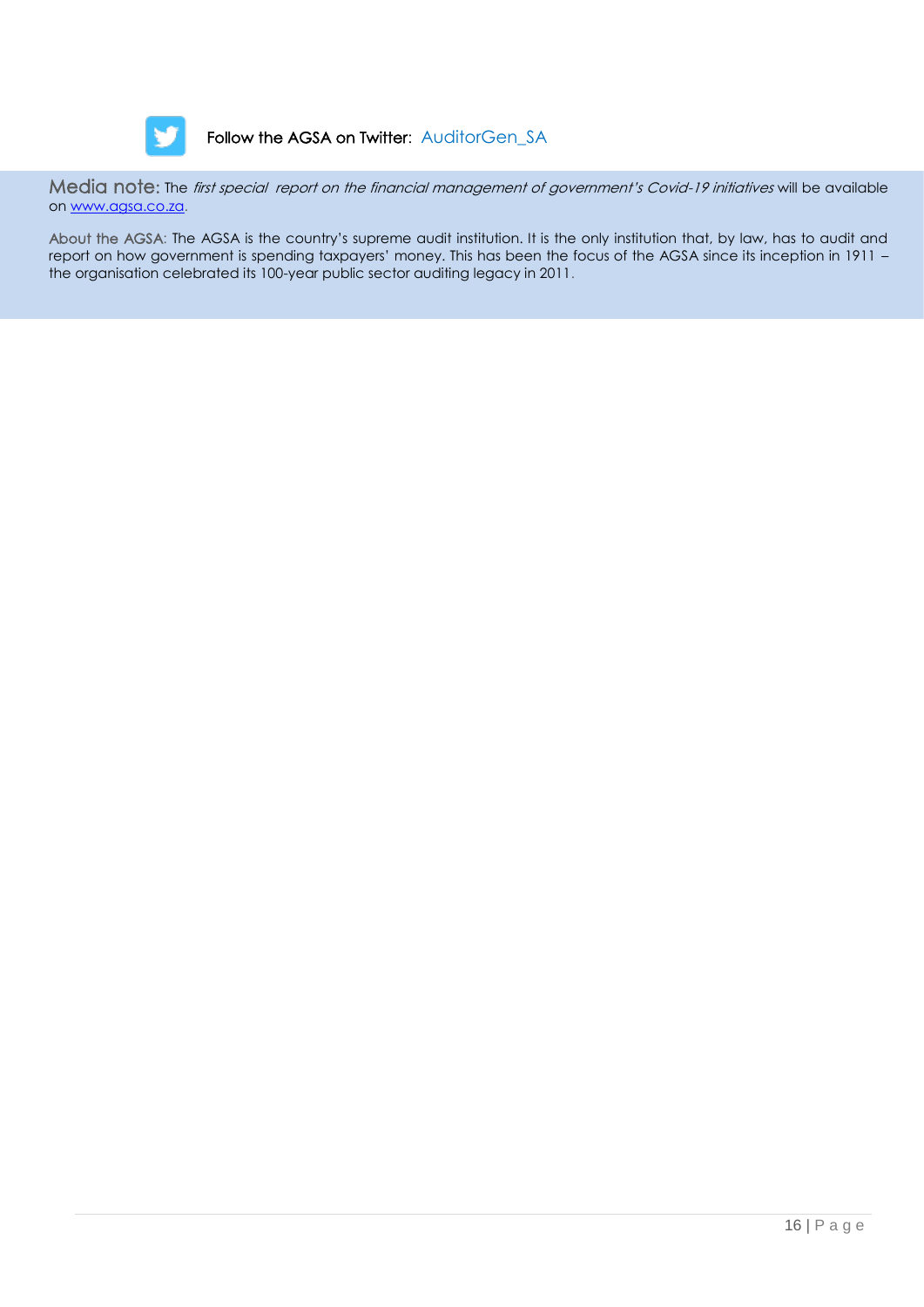Follow the AGSA on Twitter: AuditorGen_SA

**Media note:** The *first special report on the financial management of government's Covid-19 initiatives* will be available on [www.agsa.co.za](http://www.agsa.co.za).

About the AGSA: The AGSA is the country's supreme audit institution. It is the only institution that, by law, has to audit and report on how government is spending taxpayers' money. This has been the focus of the AGSA since its inception in 1911 – the organisation celebrated its 100-year public sector auditing legacy in 2011.